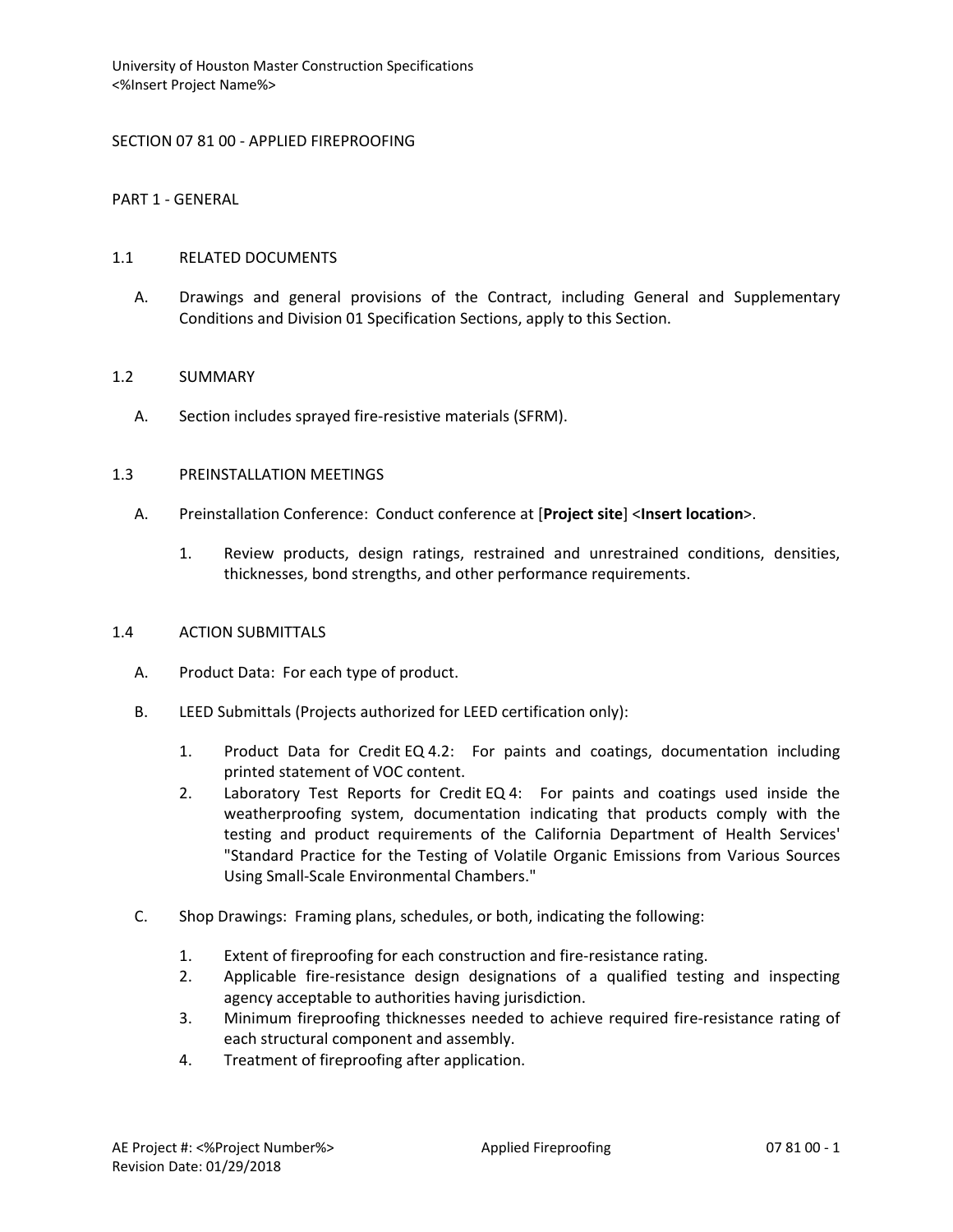University of Houston Master Construction Specifications
<%Insert Project Name%>

# SECTION 07 81 00 - APPLIED FIREPROOFING

## PART 1 - GENERAL

### 1.1 RELATED DOCUMENTS

A. Drawings and general provisions of the Contract, including General and Supplementary Conditions and Division 01 Specification Sections, apply to this Section.

### 1.2 SUMMARY

A. Section includes sprayed fire-resistive materials (SFRM).

### 1.3 PREINSTALLATION MEETINGS

A. Preinstallation Conference: Conduct conference at [**Project site**] <**Insert location**>.

1. Review products, design ratings, restrained and unrestrained conditions, densities, thicknesses, bond strengths, and other performance requirements.

### 1.4 ACTION SUBMITTALS

A. Product Data: For each type of product.

B. LEED Submittals (Projects authorized for LEED certification only):

1. Product Data for Credit EQ 4.2: For paints and coatings, documentation including printed statement of VOC content.
2. Laboratory Test Reports for Credit EQ 4: For paints and coatings used inside the weatherproofing system, documentation indicating that products comply with the testing and product requirements of the California Department of Health Services' "Standard Practice for the Testing of Volatile Organic Emissions from Various Sources Using Small-Scale Environmental Chambers."

C. Shop Drawings: Framing plans, schedules, or both, indicating the following:

1. Extent of fireproofing for each construction and fire-resistance rating.
2. Applicable fire-resistance design designations of a qualified testing and inspecting agency acceptable to authorities having jurisdiction.
3. Minimum fireproofing thicknesses needed to achieve required fire-resistance rating of each structural component and assembly.
4. Treatment of fireproofing after application.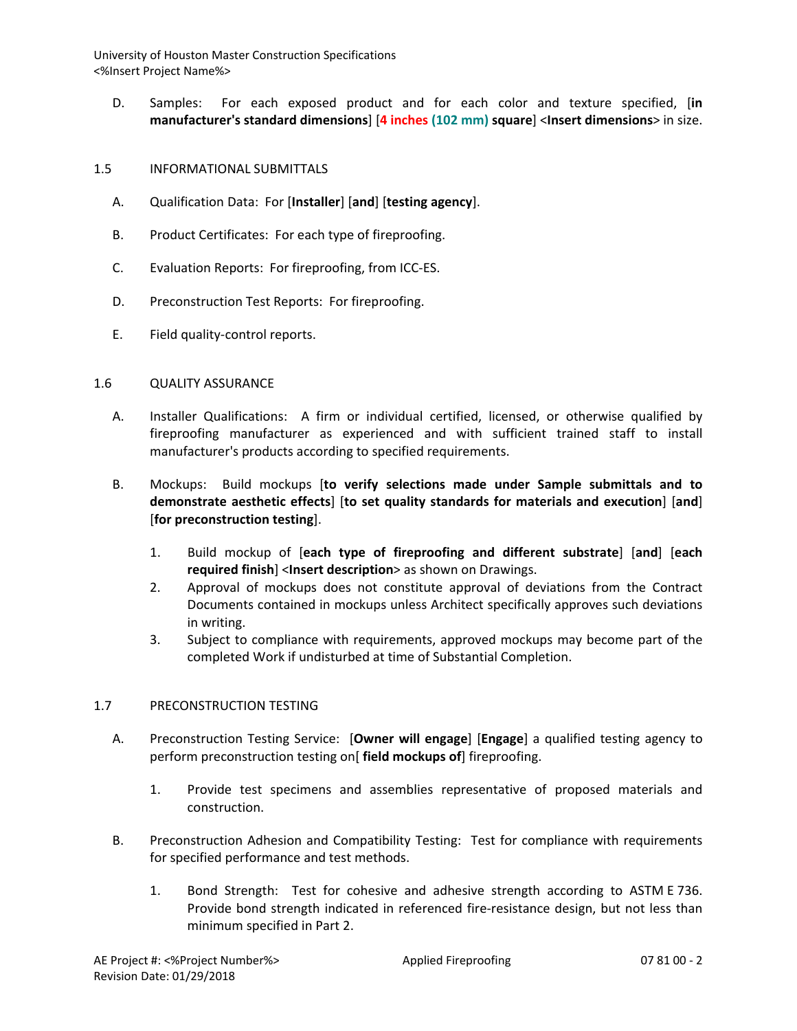D. Samples: For each exposed product and for each color and texture specified, [**in manufacturer's standard dimensions**] [**4 inches (102 mm) square**] <**Insert dimensions**> in size.

## 1.5 INFORMATIONAL SUBMITTALS

A. Qualification Data: For [**Installer**] [**and**] [**testing agency**].

B. Product Certificates: For each type of fireproofing.

C. Evaluation Reports: For fireproofing, from ICC-ES.

D. Preconstruction Test Reports: For fireproofing.

E. Field quality-control reports.

## 1.6 QUALITY ASSURANCE

A. Installer Qualifications: A firm or individual certified, licensed, or otherwise qualified by fireproofing manufacturer as experienced and with sufficient trained staff to install manufacturer's products according to specified requirements.

B. Mockups: Build mockups [**to verify selections made under Sample submittals and to demonstrate aesthetic effects**] [**to set quality standards for materials and execution**] [**and**] [**for preconstruction testing**].

1. Build mockup of [**each type of fireproofing and different substrate**] [**and**] [**each required finish**] <**Insert description**> as shown on Drawings.
2. Approval of mockups does not constitute approval of deviations from the Contract Documents contained in mockups unless Architect specifically approves such deviations in writing.
3. Subject to compliance with requirements, approved mockups may become part of the completed Work if undisturbed at time of Substantial Completion.

## 1.7 PRECONSTRUCTION TESTING

A. Preconstruction Testing Service: [**Owner will engage**] [**Engage**] a qualified testing agency to perform preconstruction testing on[ **field mockups of**] fireproofing.

1. Provide test specimens and assemblies representative of proposed materials and construction.

B. Preconstruction Adhesion and Compatibility Testing: Test for compliance with requirements for specified performance and test methods.

1. Bond Strength: Test for cohesive and adhesive strength according to ASTM E 736. Provide bond strength indicated in referenced fire-resistance design, but not less than minimum specified in Part 2.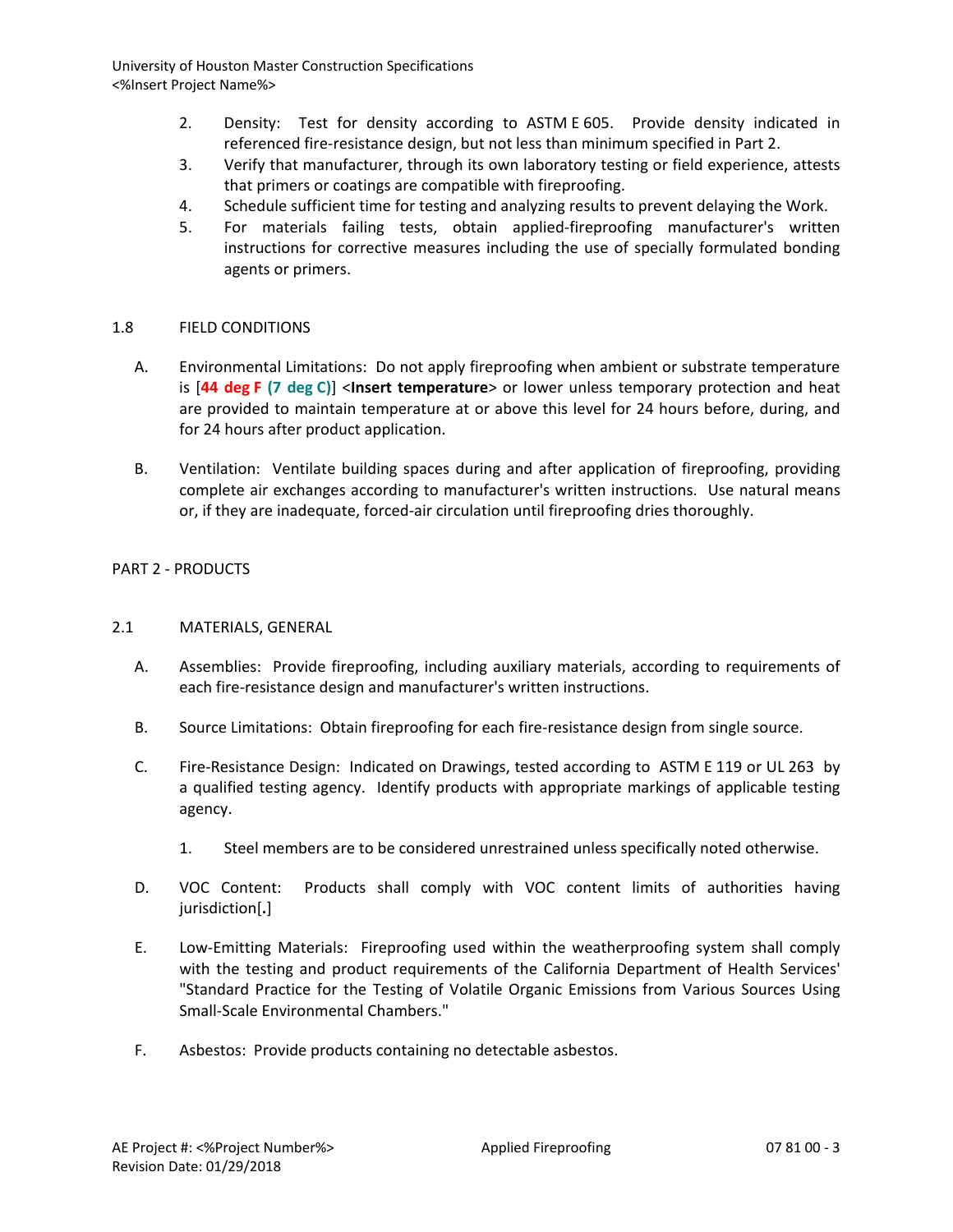2. Density: Test for density according to ASTM E 605. Provide density indicated in referenced fire-resistance design, but not less than minimum specified in Part 2.
3. Verify that manufacturer, through its own laboratory testing or field experience, attests that primers or coatings are compatible with fireproofing.
4. Schedule sufficient time for testing and analyzing results to prevent delaying the Work.
5. For materials failing tests, obtain applied-fireproofing manufacturer's written instructions for corrective measures including the use of specially formulated bonding agents or primers.

## 1.8 FIELD CONDITIONS

A. Environmental Limitations: Do not apply fireproofing when ambient or substrate temperature is [**44 deg F (7 deg C)**] <**Insert temperature**> or lower unless temporary protection and heat are provided to maintain temperature at or above this level for 24 hours before, during, and for 24 hours after product application.

B. Ventilation: Ventilate building spaces during and after application of fireproofing, providing complete air exchanges according to manufacturer's written instructions. Use natural means or, if they are inadequate, forced-air circulation until fireproofing dries thoroughly.

# PART 2 - PRODUCTS

## 2.1 MATERIALS, GENERAL

A. Assemblies: Provide fireproofing, including auxiliary materials, according to requirements of each fire-resistance design and manufacturer's written instructions.

B. Source Limitations: Obtain fireproofing for each fire-resistance design from single source.

C. Fire-Resistance Design: Indicated on Drawings, tested according to ASTM E 119 or UL 263 by a qualified testing agency. Identify products with appropriate markings of applicable testing agency.

1. Steel members are to be considered unrestrained unless specifically noted otherwise.

D. VOC Content: Products shall comply with VOC content limits of authorities having jurisdiction[**.**]

E. Low-Emitting Materials: Fireproofing used within the weatherproofing system shall comply with the testing and product requirements of the California Department of Health Services' "Standard Practice for the Testing of Volatile Organic Emissions from Various Sources Using Small-Scale Environmental Chambers."

F. Asbestos: Provide products containing no detectable asbestos.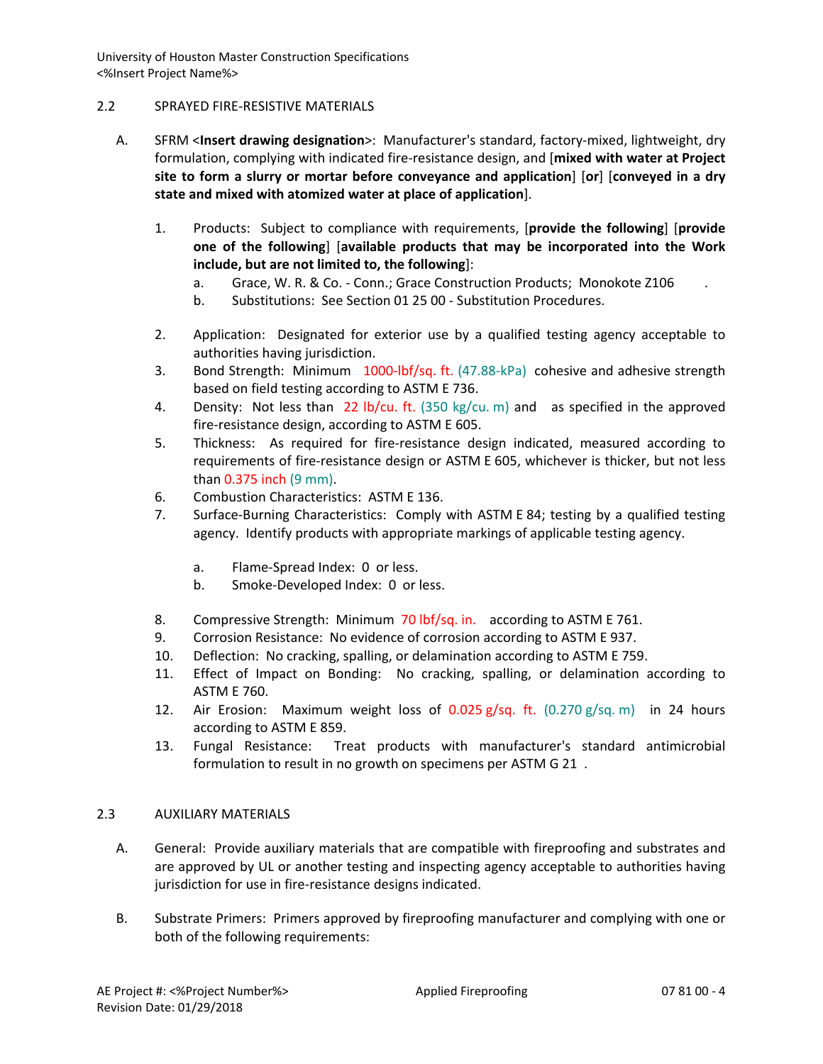## 2.2 SPRAYED FIRE-RESISTIVE MATERIALS

A. SFRM <**Insert drawing designation**>: Manufacturer's standard, factory-mixed, lightweight, dry formulation, complying with indicated fire-resistance design, and [**mixed with water at Project site to form a slurry or mortar before conveyance and application**] [**or**] [**conveyed in a dry state and mixed with atomized water at place of application**].

1. Products: Subject to compliance with requirements, [**provide the following**] [**provide one of the following**] [**available products that may be incorporated into the Work include, but are not limited to, the following**]:
   a. Grace, W. R. & Co. - Conn.; Grace Construction Products; Monokote Z106 .
   b. Substitutions: See Section 01 25 00 - Substitution Procedures.

2. Application: Designated for exterior use by a qualified testing agency acceptable to authorities having jurisdiction.
3. Bond Strength: Minimum 1000-lbf/sq. ft. (47.88-kPa) cohesive and adhesive strength based on field testing according to ASTM E 736.
4. Density: Not less than 22 lb/cu. ft. (350 kg/cu. m) and as specified in the approved fire-resistance design, according to ASTM E 605.
5. Thickness: As required for fire-resistance design indicated, measured according to requirements of fire-resistance design or ASTM E 605, whichever is thicker, but not less than 0.375 inch (9 mm).
6. Combustion Characteristics: ASTM E 136.
7. Surface-Burning Characteristics: Comply with ASTM E 84; testing by a qualified testing agency. Identify products with appropriate markings of applicable testing agency.
   a. Flame-Spread Index: 0 or less.
   b. Smoke-Developed Index: 0 or less.
8. Compressive Strength: Minimum 70 lbf/sq. in. according to ASTM E 761.
9. Corrosion Resistance: No evidence of corrosion according to ASTM E 937.
10. Deflection: No cracking, spalling, or delamination according to ASTM E 759.
11. Effect of Impact on Bonding: No cracking, spalling, or delamination according to ASTM E 760.
12. Air Erosion: Maximum weight loss of 0.025 g/sq. ft. (0.270 g/sq. m) in 24 hours according to ASTM E 859.
13. Fungal Resistance: Treat products with manufacturer's standard antimicrobial formulation to result in no growth on specimens per ASTM G 21 .

## 2.3 AUXILIARY MATERIALS

A. General: Provide auxiliary materials that are compatible with fireproofing and substrates and are approved by UL or another testing and inspecting agency acceptable to authorities having jurisdiction for use in fire-resistance designs indicated.

B. Substrate Primers: Primers approved by fireproofing manufacturer and complying with one or both of the following requirements: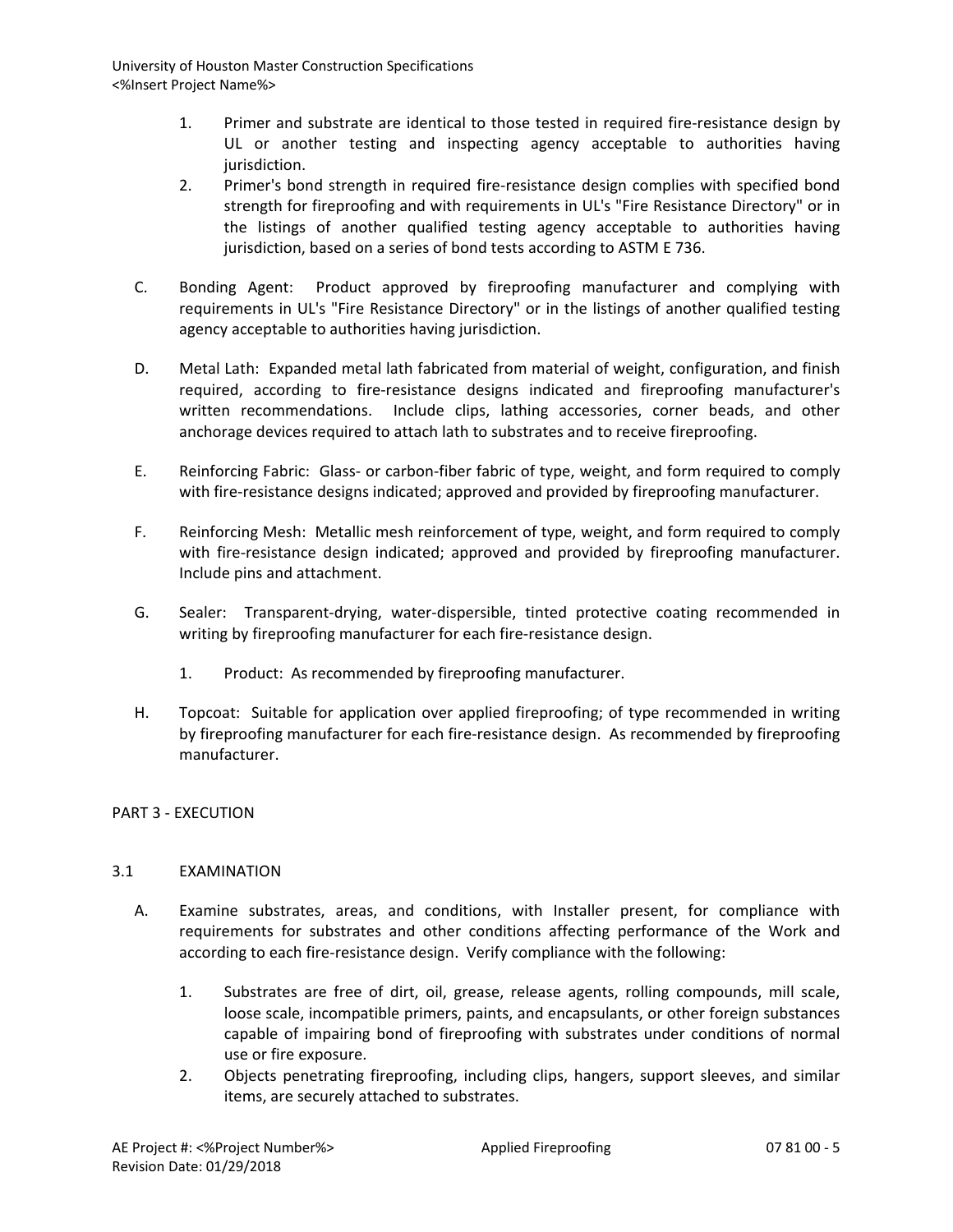1. Primer and substrate are identical to those tested in required fire-resistance design by UL or another testing and inspecting agency acceptable to authorities having jurisdiction.
2. Primer's bond strength in required fire-resistance design complies with specified bond strength for fireproofing and with requirements in UL's "Fire Resistance Directory" or in the listings of another qualified testing agency acceptable to authorities having jurisdiction, based on a series of bond tests according to ASTM E 736.

C. Bonding Agent: Product approved by fireproofing manufacturer and complying with requirements in UL's "Fire Resistance Directory" or in the listings of another qualified testing agency acceptable to authorities having jurisdiction.

D. Metal Lath: Expanded metal lath fabricated from material of weight, configuration, and finish required, according to fire-resistance designs indicated and fireproofing manufacturer's written recommendations. Include clips, lathing accessories, corner beads, and other anchorage devices required to attach lath to substrates and to receive fireproofing.

E. Reinforcing Fabric: Glass- or carbon-fiber fabric of type, weight, and form required to comply with fire-resistance designs indicated; approved and provided by fireproofing manufacturer.

F. Reinforcing Mesh: Metallic mesh reinforcement of type, weight, and form required to comply with fire-resistance design indicated; approved and provided by fireproofing manufacturer. Include pins and attachment.

G. Sealer: Transparent-drying, water-dispersible, tinted protective coating recommended in writing by fireproofing manufacturer for each fire-resistance design.

1. Product: As recommended by fireproofing manufacturer.

H. Topcoat: Suitable for application over applied fireproofing; of type recommended in writing by fireproofing manufacturer for each fire-resistance design. As recommended by fireproofing manufacturer.

## PART 3 - EXECUTION

### 3.1 EXAMINATION

A. Examine substrates, areas, and conditions, with Installer present, for compliance with requirements for substrates and other conditions affecting performance of the Work and according to each fire-resistance design. Verify compliance with the following:

1. Substrates are free of dirt, oil, grease, release agents, rolling compounds, mill scale, loose scale, incompatible primers, paints, and encapsulants, or other foreign substances capable of impairing bond of fireproofing with substrates under conditions of normal use or fire exposure.
2. Objects penetrating fireproofing, including clips, hangers, support sleeves, and similar items, are securely attached to substrates.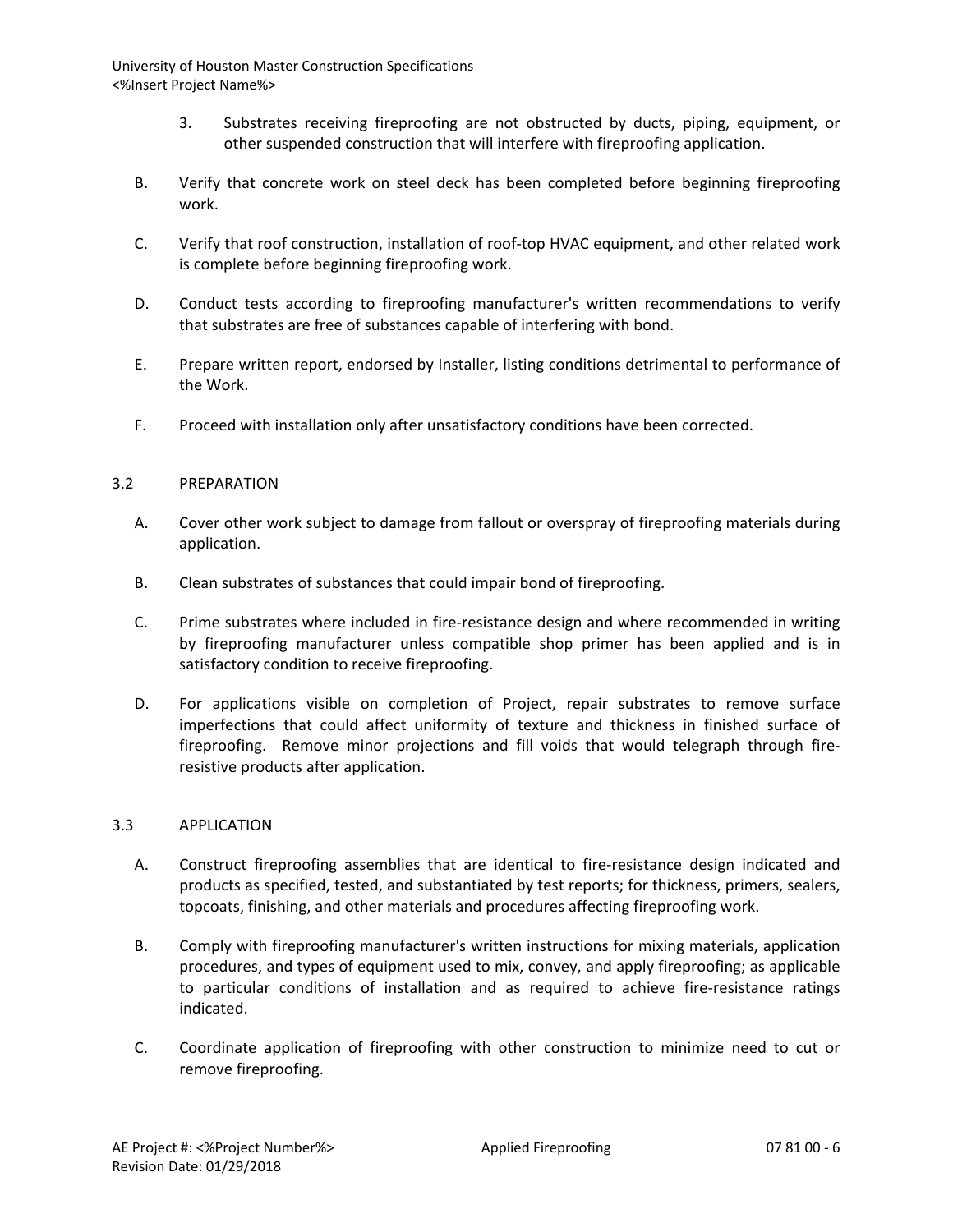3. Substrates receiving fireproofing are not obstructed by ducts, piping, equipment, or other suspended construction that will interfere with fireproofing application.

B. Verify that concrete work on steel deck has been completed before beginning fireproofing work.

C. Verify that roof construction, installation of roof-top HVAC equipment, and other related work is complete before beginning fireproofing work.

D. Conduct tests according to fireproofing manufacturer's written recommendations to verify that substrates are free of substances capable of interfering with bond.

E. Prepare written report, endorsed by Installer, listing conditions detrimental to performance of the Work.

F. Proceed with installation only after unsatisfactory conditions have been corrected.

## 3.2 PREPARATION

A. Cover other work subject to damage from fallout or overspray of fireproofing materials during application.

B. Clean substrates of substances that could impair bond of fireproofing.

C. Prime substrates where included in fire-resistance design and where recommended in writing by fireproofing manufacturer unless compatible shop primer has been applied and is in satisfactory condition to receive fireproofing.

D. For applications visible on completion of Project, repair substrates to remove surface imperfections that could affect uniformity of texture and thickness in finished surface of fireproofing. Remove minor projections and fill voids that would telegraph through fire-resistive products after application.

## 3.3 APPLICATION

A. Construct fireproofing assemblies that are identical to fire-resistance design indicated and products as specified, tested, and substantiated by test reports; for thickness, primers, sealers, topcoats, finishing, and other materials and procedures affecting fireproofing work.

B. Comply with fireproofing manufacturer's written instructions for mixing materials, application procedures, and types of equipment used to mix, convey, and apply fireproofing; as applicable to particular conditions of installation and as required to achieve fire-resistance ratings indicated.

C. Coordinate application of fireproofing with other construction to minimize need to cut or remove fireproofing.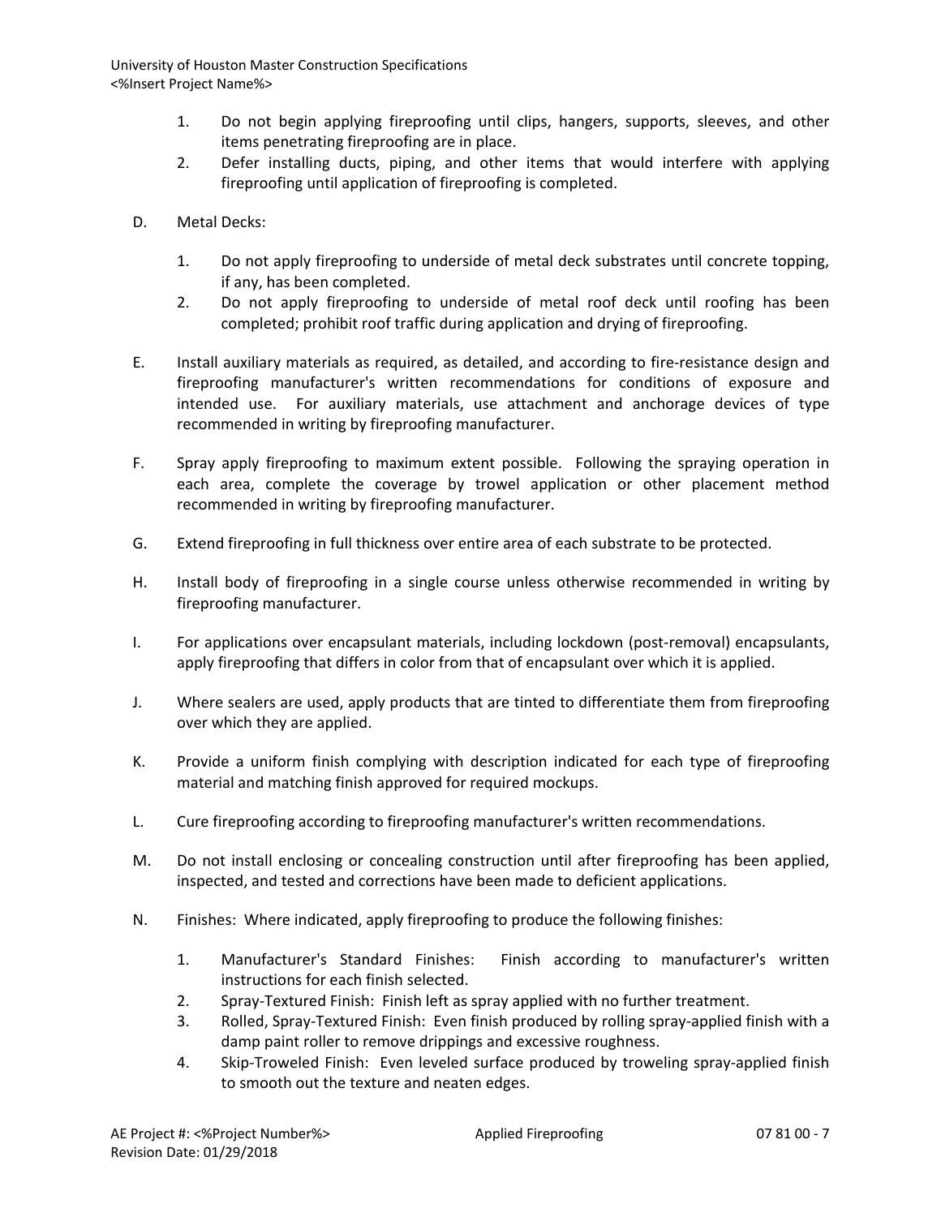1. Do not begin applying fireproofing until clips, hangers, supports, sleeves, and other items penetrating fireproofing are in place.
2. Defer installing ducts, piping, and other items that would interfere with applying fireproofing until application of fireproofing is completed.

D. Metal Decks:

1. Do not apply fireproofing to underside of metal deck substrates until concrete topping, if any, has been completed.
2. Do not apply fireproofing to underside of metal roof deck until roofing has been completed; prohibit roof traffic during application and drying of fireproofing.

E. Install auxiliary materials as required, as detailed, and according to fire-resistance design and fireproofing manufacturer's written recommendations for conditions of exposure and intended use. For auxiliary materials, use attachment and anchorage devices of type recommended in writing by fireproofing manufacturer.

F. Spray apply fireproofing to maximum extent possible. Following the spraying operation in each area, complete the coverage by trowel application or other placement method recommended in writing by fireproofing manufacturer.

G. Extend fireproofing in full thickness over entire area of each substrate to be protected.

H. Install body of fireproofing in a single course unless otherwise recommended in writing by fireproofing manufacturer.

I. For applications over encapsulant materials, including lockdown (post-removal) encapsulants, apply fireproofing that differs in color from that of encapsulant over which it is applied.

J. Where sealers are used, apply products that are tinted to differentiate them from fireproofing over which they are applied.

K. Provide a uniform finish complying with description indicated for each type of fireproofing material and matching finish approved for required mockups.

L. Cure fireproofing according to fireproofing manufacturer's written recommendations.

M. Do not install enclosing or concealing construction until after fireproofing has been applied, inspected, and tested and corrections have been made to deficient applications.

N. Finishes: Where indicated, apply fireproofing to produce the following finishes:

1. Manufacturer's Standard Finishes: Finish according to manufacturer's written instructions for each finish selected.
2. Spray-Textured Finish: Finish left as spray applied with no further treatment.
3. Rolled, Spray-Textured Finish: Even finish produced by rolling spray-applied finish with a damp paint roller to remove drippings and excessive roughness.
4. Skip-Troweled Finish: Even leveled surface produced by troweling spray-applied finish to smooth out the texture and neaten edges.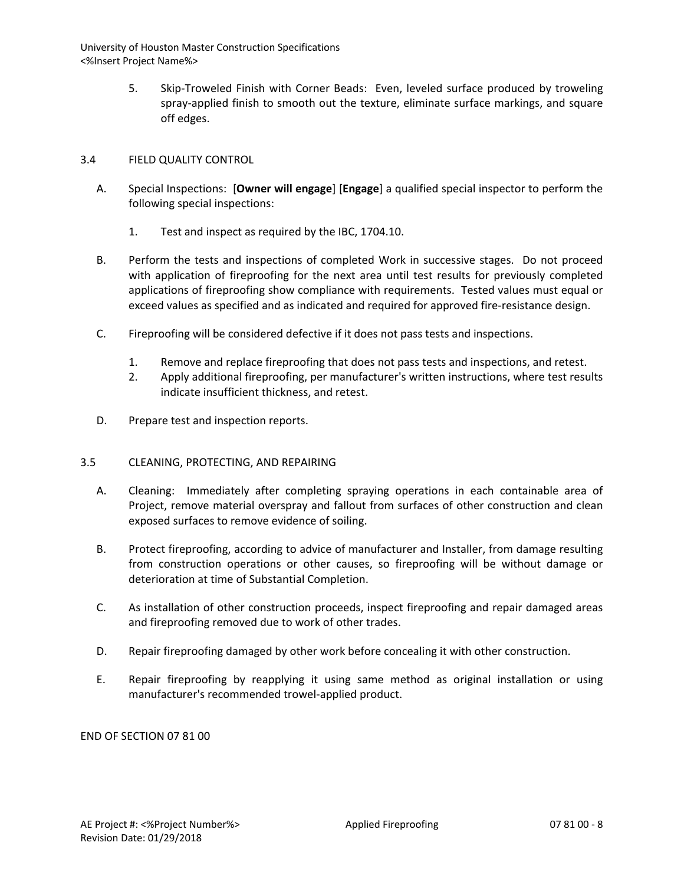5. Skip-Troweled Finish with Corner Beads: Even, leveled surface produced by troweling spray-applied finish to smooth out the texture, eliminate surface markings, and square off edges.

## 3.4 FIELD QUALITY CONTROL

A. Special Inspections: [**Owner will engage**] [**Engage**] a qualified special inspector to perform the following special inspections:

   1. Test and inspect as required by the IBC, 1704.10.

B. Perform the tests and inspections of completed Work in successive stages. Do not proceed with application of fireproofing for the next area until test results for previously completed applications of fireproofing show compliance with requirements. Tested values must equal or exceed values as specified and as indicated and required for approved fire-resistance design.

C. Fireproofing will be considered defective if it does not pass tests and inspections.

   1. Remove and replace fireproofing that does not pass tests and inspections, and retest.
   2. Apply additional fireproofing, per manufacturer's written instructions, where test results indicate insufficient thickness, and retest.

D. Prepare test and inspection reports.

## 3.5 CLEANING, PROTECTING, AND REPAIRING

A. Cleaning: Immediately after completing spraying operations in each containable area of Project, remove material overspray and fallout from surfaces of other construction and clean exposed surfaces to remove evidence of soiling.

B. Protect fireproofing, according to advice of manufacturer and Installer, from damage resulting from construction operations or other causes, so fireproofing will be without damage or deterioration at time of Substantial Completion.

C. As installation of other construction proceeds, inspect fireproofing and repair damaged areas and fireproofing removed due to work of other trades.

D. Repair fireproofing damaged by other work before concealing it with other construction.

E. Repair fireproofing by reapplying it using same method as original installation or using manufacturer's recommended trowel-applied product.

END OF SECTION 07 81 00